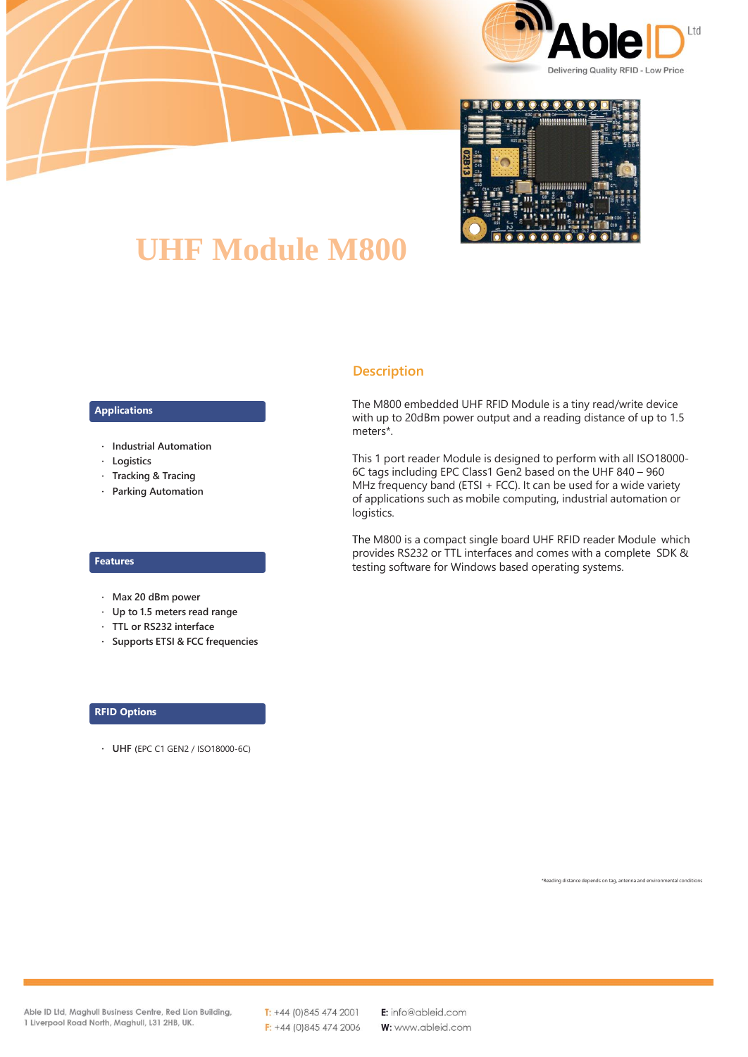# UHF Module M800

## Applications

- Industrial Automation
- Logistics
- Tracking & Tracing
- Parking Automation

## Features

- Max 20 dBm power
- Up to 1.5 meters read range
- TTL or RS232 interface
- Supports ETSI & FCC frequencies

## RFID Options

- **UHF** (EPC C1 GEN2 / ISO18000-6C)

## Description

The M800 embedded UHF RFID Module is a tiny read/write device with up to 20dBm power output and a reading distance of up to 1.5 meters*.

This 1 port reader Module is designed to perform with all ISO18000-6C tags including EPC Class1 Gen2 based on the UHF 840 – 960 MHz frequency band (ETSI + FCC). It can be used for a wide variety of applications such as mobile computing, industrial automation or logistics.

The M800 is a compact single board UHF RFID reader Module which provides RS232 or TTL interfaces and comes with a complete SDK & testing software for Windows based operating systems.

*Reading distance depends on tag, antenna and environmental conditions

Able ID Ltd, Maghull Business Centre, Red Lion Building, 1 Liverpool Road North, Maghull, L31 2HB, UK.

T: +44 (0)845 474 2001
F: +44 (0)845 474 2006

E: info@ableid.com
W: www.ableid.com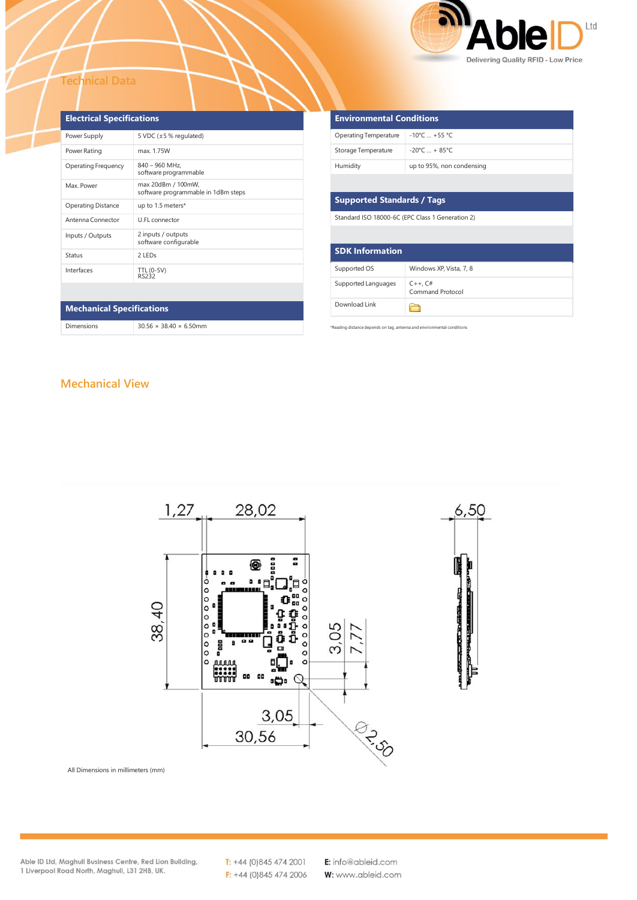# Technical Data

## Electrical Specifications

| Electrical Specifications | |
|---|---|
| Power Supply | 5 VDC (±5 % regulated) |
| Power Rating | max. 1.75W |
| Operating Frequency | 840 – 960 MHz, software programmable |
| Max. Power | max 20dBm / 100mW, software programmable in 1dBm steps |
| Operating Distance | up to 1.5 meters* |
| Antenna Connector | U.FL connector |
| Inputs / Outputs | 2 inputs / outputs software configurable |
| Status | 2 LEDs |
| Interfaces | TTL (0-5V) RS232 |

## Mechanical Specifications

| Mechanical Specifications | |
|---|---|
| Dimensions | 30.56 × 38.40 × 6.50mm |

## Environmental Conditions

| Environmental Conditions | |
|---|---|
| Operating Temperature | -10°C ... +55 °C |
| Storage Temperature | -20°C ... + 85°C |
| Humidity | up to 95%, non condensing |

## Supported Standards / Tags

Standard ISO 18000-6C (EPC Class 1 Generation 2)

## SDK Information

| SDK Information | |
|---|---|
| Supported OS | Windows XP, Vista, 7, 8 |
| Supported Languages | C++, C# Command Protocol |
| Download Link | |

*Reading distance depends on tag, antenna and environmental conditions

# Mechanical View

1,27 28,02 6,50 38,40 3,05 7,77 3,05 30,56 ⌀2,50

All Dimensions in millimeters (mm)

Able ID Ltd, Maghull Business Centre, Red Lion Building, 1 Liverpool Road North, Maghull, L31 2HB, UK.

T: +44 (0)845 474 2001
F: +44 (0)845 474 2006

E: info@ableid.com
W: www.ableid.com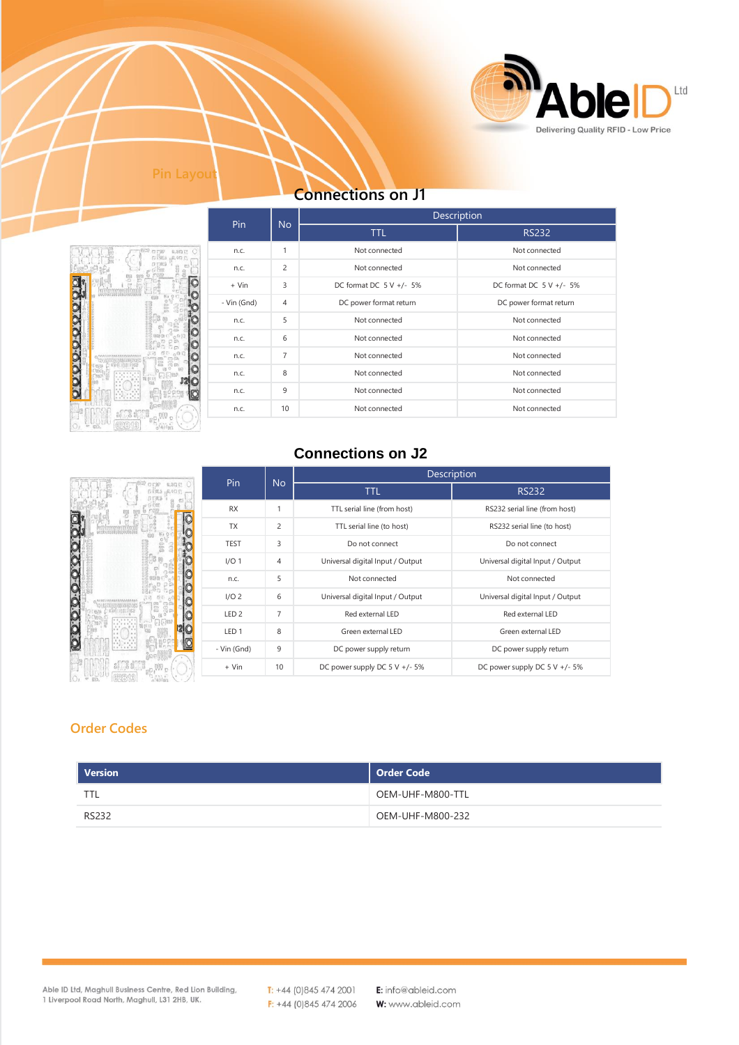## Pin Layout

### Connections on J1

| Pin | No | Description | |
|---|---|---|---|
| | | TTL | RS232 |
| n.c. | 1 | Not connected | Not connected |
| n.c. | 2 | Not connected | Not connected |
| + Vin | 3 | DC format DC 5 V +/- 5% | DC format DC 5 V +/- 5% |
| - Vin (Gnd) | 4 | DC power format return | DC power format return |
| n.c. | 5 | Not connected | Not connected |
| n.c. | 6 | Not connected | Not connected |
| n.c. | 7 | Not connected | Not connected |
| n.c. | 8 | Not connected | Not connected |
| n.c. | 9 | Not connected | Not connected |
| n.c. | 10 | Not connected | Not connected |

### Connections on J2

| Pin | No | Description | |
|---|---|---|---|
| | | TTL | RS232 |
| RX | 1 | TTL serial line (from host) | RS232 serial line (from host) |
| TX | 2 | TTL serial line (to host) | RS232 serial line (to host) |
| TEST | 3 | Do not connect | Do not connect |
| I/O 1 | 4 | Universal digital Input / Output | Universal digital Input / Output |
| n.c. | 5 | Not connected | Not connected |
| I/O 2 | 6 | Universal digital Input / Output | Universal digital Input / Output |
| LED 2 | 7 | Red external LED | Red external LED |
| LED 1 | 8 | Green external LED | Green external LED |
| - Vin (Gnd) | 9 | DC power supply return | DC power supply return |
| + Vin | 10 | DC power supply DC 5 V +/- 5% | DC power supply DC 5 V +/- 5% |

## Order Codes

| Version | Order Code |
|---|---|
| TTL | OEM-UHF-M800-TTL |
| RS232 | OEM-UHF-M800-232 |

Able ID Ltd, Maghull Business Centre, Red Lion Building,
1 Liverpool Road North, Maghull, L31 2HB, UK.

T: +44 (0)845 474 2001
F: +44 (0)845 474 2006

E: info@ableid.com
W: www.ableid.com